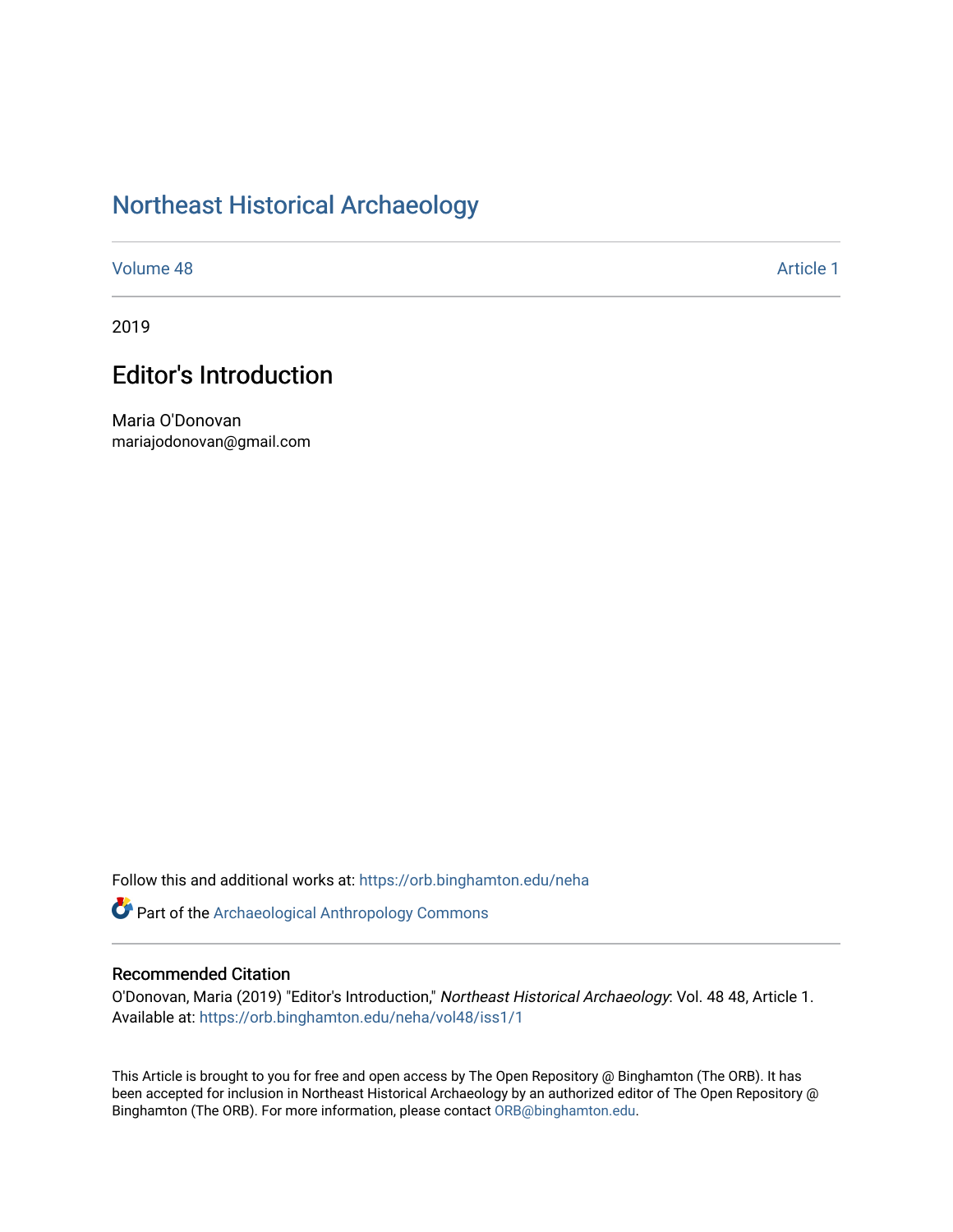# Northeast Historical Archaeology

Volume 48 | Article 1

2019

## Editor's Introduction

Maria O'Donovan
mariajodonovan@gmail.com

Follow this and additional works at: https://orb.binghamton.edu/neha

Part of the Archaeological Anthropology Commons

### Recommended Citation

O'Donovan, Maria (2019) "Editor's Introduction," *Northeast Historical Archaeology*: Vol. 48 48, Article 1.
Available at: https://orb.binghamton.edu/neha/vol48/iss1/1

This Article is brought to you for free and open access by The Open Repository @ Binghamton (The ORB). It has been accepted for inclusion in Northeast Historical Archaeology by an authorized editor of The Open Repository @ Binghamton (The ORB). For more information, please contact ORB@binghamton.edu.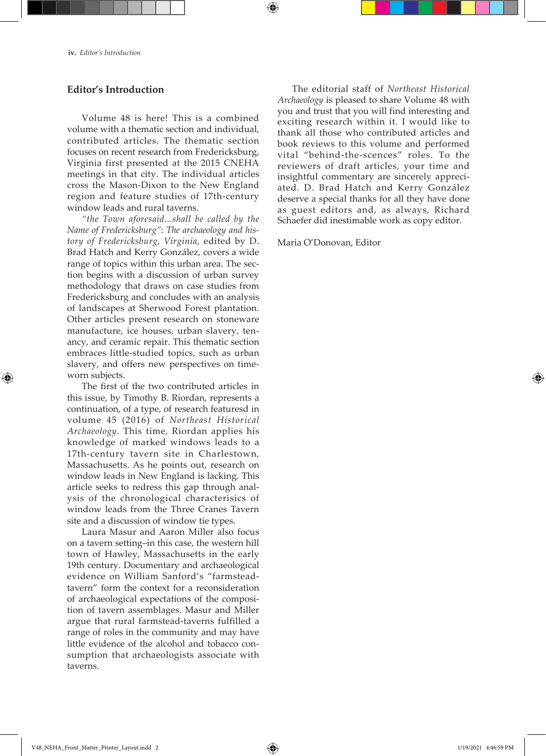## Editor's Introduction

Volume 48 is here! This is a combined volume with a thematic section and individual, contributed articles. The thematic section focuses on recent research from Fredericksburg, Virginia first presented at the 2015 CNEHA meetings in that city. The individual articles cross the Mason-Dixon to the New England region and feature studies of 17th-century window leads and rural taverns.

*"the Town aforesaid...shall be called by the Name of Fredericksburg": The archaeology and history of Fredericksburg, Virginia*, edited by D. Brad Hatch and Kerry González, covers a wide range of topics within this urban area. The section begins with a discussion of urban survey methodology that draws on case studies from Fredericksburg and concludes with an analysis of landscapes at Sherwood Forest plantation. Other articles present research on stoneware manufacture, ice houses, urban slavery, tenancy, and ceramic repair. This thematic section embraces little-studied topics, such as urban slavery, and offers new perspectives on time-worn subjects.

The first of the two contributed articles in this issue, by Timothy B. Riordan, represents a continuation, of a type, of research featuresd in volume 45 (2016) of *Northeast Historical Archaeology*. This time, Riordan applies his knowledge of marked windows leads to a 17th-century tavern site in Charlestown, Massachusetts. As he points out, research on window leads in New England is lacking. This article seeks to redress this gap through analysis of the chronological characterisics of window leads from the Three Cranes Tavern site and a discussion of window tie types.

Laura Masur and Aaron Miller also focus on a tavern setting–in this case, the western hill town of Hawley, Massachusetts in the early 19th century. Documentary and archaeological evidence on William Sanford's "farmstead-tavern" form the context for a reconsideration of archaeological expectations of the composition of tavern assemblages. Masur and Miller argue that rural farmstead-taverns fulfilled a range of roles in the community and may have little evidence of the alcohol and tobacco consumption that archaeologists associate with taverns.

The editorial staff of *Northeast Historical Archaeology* is pleased to share Volume 48 with you and trust that you will find interesting and exciting research within it. I would like to thank all those who contributed articles and book reviews to this volume and performed vital "behind-the-scences" roles. To the reviewers of draft articles, your time and insightful commentary are sincerely appreciated. D. Brad Hatch and Kerry González deserve a special thanks for all they have done as guest editors and, as always, Richard Schaefer did inestimable work as copy editor.

Maria O'Donovan, Editor